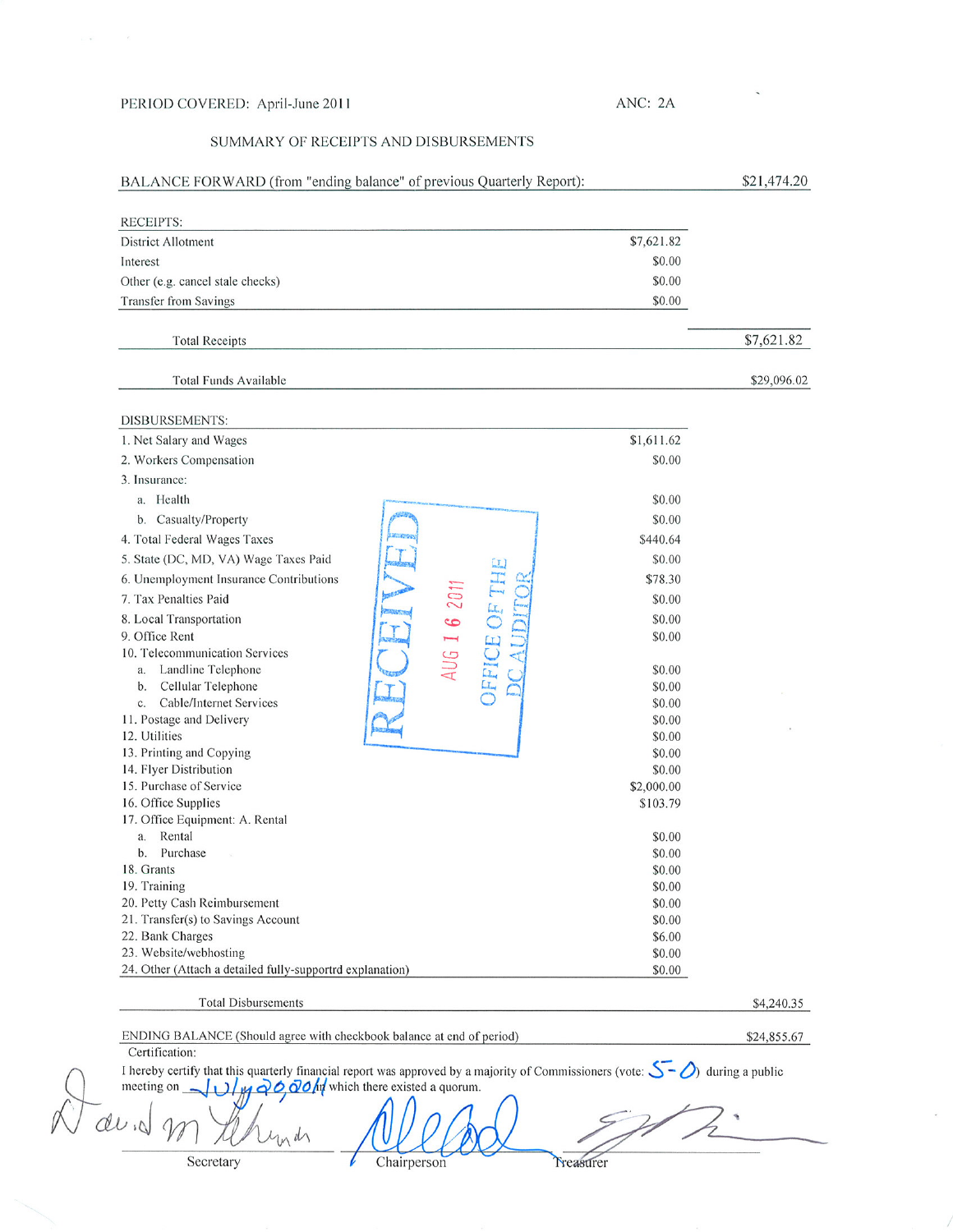PERIOD COVERED: April-June 2011 ANC: 2A

## SUMMARY OF RECEIPTS AND DISBURSEMENTS

| | | |
|---|---|---|
| BALANCE FORWARD (from "ending balance" of previous Quarterly Report): | | $21,474.20 |
| **RECEIPTS:** | | |
| District Allotment | $7,621.82 | |
| Interest | $0.00 | |
| Other (e.g. cancel stale checks) | $0.00 | |
| Transfer from Savings | $0.00 | |
| Total Receipts | | $7,621.82 |
| Total Funds Available | | $29,096.02 |
| **DISBURSEMENTS:** | | |
| 1. Net Salary and Wages | $1,611.62 | |
| 2. Workers Compensation | $0.00 | |
| 3. Insurance: | | |
| a. Health | $0.00 | |
| b. Casualty/Property | $0.00 | |
| 4. Total Federal Wages Taxes | $440.64 | |
| 5. State (DC, MD, VA) Wage Taxes Paid | $0.00 | |
| 6. Unemployment Insurance Contributions | $78.30 | |
| 7. Tax Penalties Paid | $0.00 | |
| 8. Local Transportation | $0.00 | |
| 9. Office Rent | $0.00 | |
| 10. Telecommunication Services | | |
| a. Landline Telephone | $0.00 | |
| b. Cellular Telephone | $0.00 | |
| c. Cable/Internet Services | $0.00 | |
| 11. Postage and Delivery | $0.00 | |
| 12. Utilities | $0.00 | |
| 13. Printing and Copying | $0.00 | |
| 14. Flyer Distribution | $0.00 | |
| 15. Purchase of Service | $2,000.00 | |
| 16. Office Supplies | $103.79 | |
| 17. Office Equipment: A. Rental | | |
| a. Rental | $0.00 | |
| b. Purchase | $0.00 | |
| 18. Grants | $0.00 | |
| 19. Training | $0.00 | |
| 20. Petty Cash Reimbursement | $0.00 | |
| 21. Transfer(s) to Savings Account | $0.00 | |
| 22. Bank Charges | $6.00 | |
| 23. Website/webhosting | $0.00 | |
| 24. Other (Attach a detailed fully-supportrd explanation) | $0.00 | |
| Total Disbursements | | $4,240.35 |
| ENDING BALANCE (Should agree with checkbook balance at end of period) | | $24,855.67 |

RECEIVED AUG 16 2011 OFFICE OF THE DC AUDITOR

Certification:

I hereby certify that this quarterly financial report was approved by a majority of Commissioners (vote: 5-0) during a public meeting on July 20, 2011 at which there existed a quorum.

Secretary Chairperson Treasurer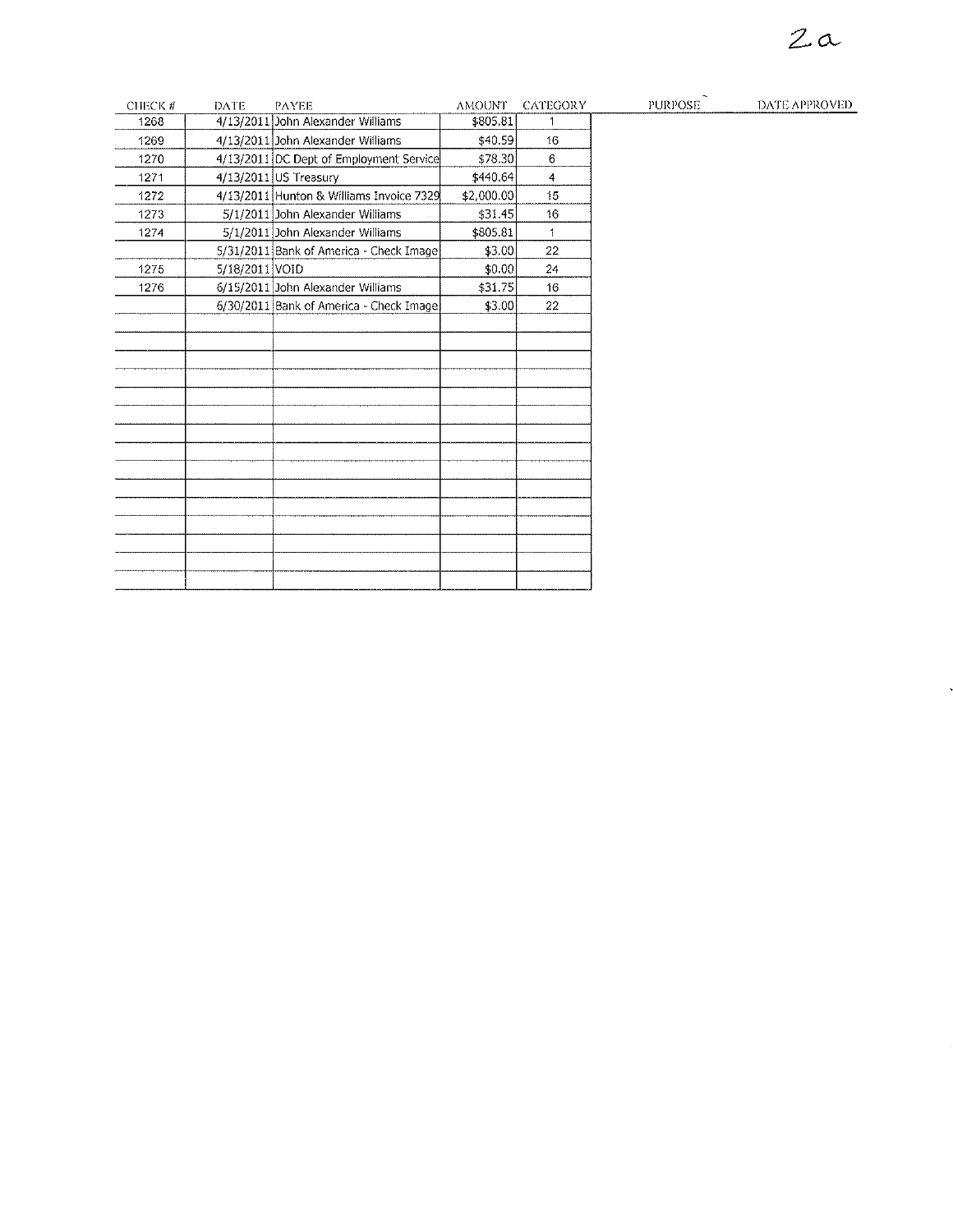2a

| CHECK # | DATE | PAYEE | AMOUNT | CATEGORY | PURPOSE | DATE APPROVED |
|---|---|---|---|---|---|---|
| 1268 | 4/13/2011 | John Alexander Williams | $805.81 | 1 | | |
| 1269 | 4/13/2011 | John Alexander Williams | $40.59 | 16 | | |
| 1270 | 4/13/2011 | DC Dept of Employment Service | $78.30 | 6 | | |
| 1271 | 4/13/2011 | US Treasury | $440.64 | 4 | | |
| 1272 | 4/13/2011 | Hunton & Williams Invoice 7329 | $2,000.00 | 15 | | |
| 1273 | 5/1/2011 | John Alexander Williams | $31.45 | 16 | | |
| 1274 | 5/1/2011 | John Alexander Williams | $805.81 | 1 | | |
| | 5/31/2011 | Bank of America - Check Image | $3.00 | 22 | | |
| 1275 | 5/18/2011 | VOID | $0.00 | 24 | | |
| 1276 | 6/15/2011 | John Alexander Williams | $31.75 | 16 | | |
| | 6/30/2011 | Bank of America - Check Image | $3.00 | 22 | | |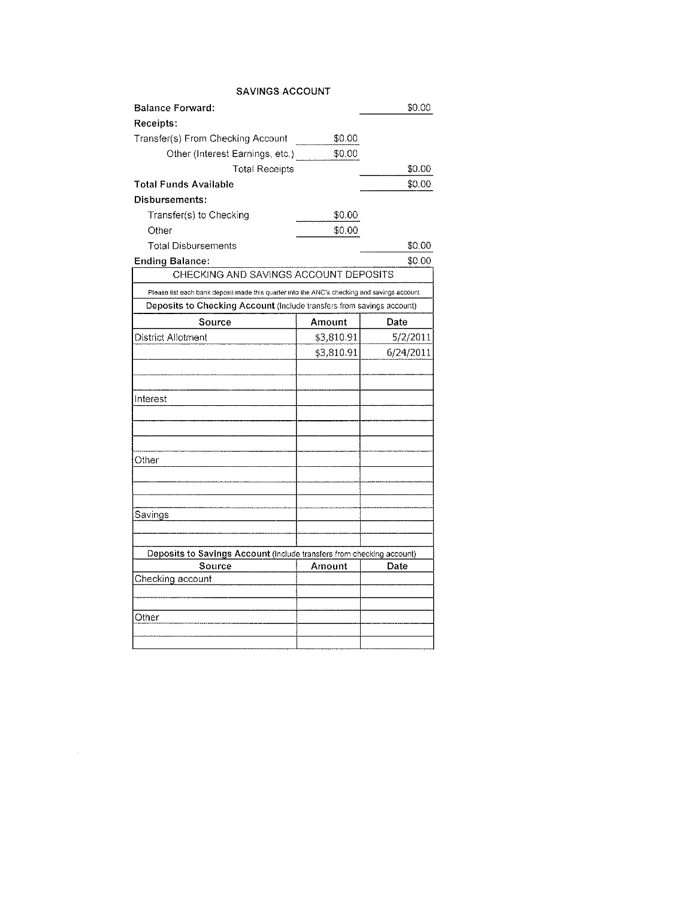## SAVINGS ACCOUNT

| | | |
|---|---|---|
| **Balance Forward:** | | $0.00 |
| **Receipts:** | | |
| Transfer(s) From Checking Account | $0.00 | |
| Other (Interest Earnings, etc.) | $0.00 | |
| Total Receipts | | $0.00 |
| **Total Funds Available** | | $0.00 |
| **Disbursements:** | | |
| Transfer(s) to Checking | $0.00 | |
| Other | $0.00 | |
| Total Disbursements | | $0.00 |
| **Ending Balance:** | | $0.00 |

## CHECKING AND SAVINGS ACCOUNT DEPOSITS

Please list each bank deposit made this quarter into the ANC's checking and savings account

**Deposits to Checking Account** (Include transfers from savings account)

| Source | Amount | Date |
|---|---|---|
| District Allotment | $3,810.91 | 5/2/2011 |
| | $3,810.91 | 6/24/2011 |
| | | |
| | | |
| Interest | | |
| | | |
| | | |
| | | |
| Other | | |
| | | |
| | | |
| | | |
| Savings | | |
| | | |
| | | |

**Deposits to Savings Account** (Include transfers from checking account)

| Source | Amount | Date |
|---|---|---|
| Checking account | | |
| | | |
| | | |
| Other | | |
| | | |
| | | |